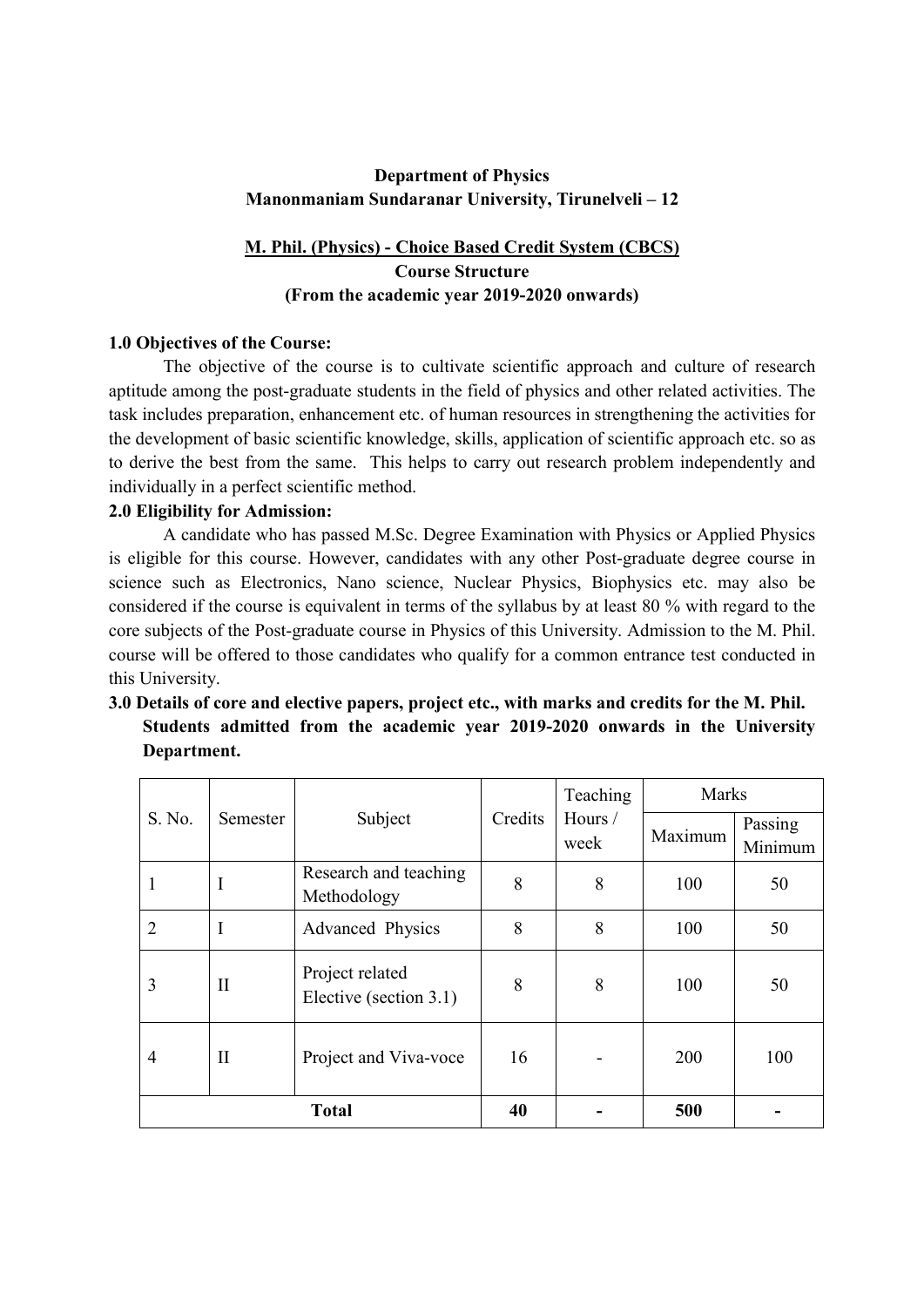**Department of Physics**
**Manonmaniam Sundaranar University, Tirunelveli – 12**

**M. Phil. (Physics) - Choice Based Credit System (CBCS)**
**Course Structure**
**(From the academic year 2019-2020 onwards)**

**1.0 Objectives of the Course:**

The objective of the course is to cultivate scientific approach and culture of research aptitude among the post-graduate students in the field of physics and other related activities. The task includes preparation, enhancement etc. of human resources in strengthening the activities for the development of basic scientific knowledge, skills, application of scientific approach etc. so as to derive the best from the same. This helps to carry out research problem independently and individually in a perfect scientific method.

**2.0 Eligibility for Admission:**

A candidate who has passed M.Sc. Degree Examination with Physics or Applied Physics is eligible for this course. However, candidates with any other Post-graduate degree course in science such as Electronics, Nano science, Nuclear Physics, Biophysics etc. may also be considered if the course is equivalent in terms of the syllabus by at least 80 % with regard to the core subjects of the Post-graduate course in Physics of this University. Admission to the M. Phil. course will be offered to those candidates who qualify for a common entrance test conducted in this University.

**3.0 Details of core and elective papers, project etc., with marks and credits for the M. Phil. Students admitted from the academic year 2019-2020 onwards in the University Department.**

| S. No. | Semester | Subject | Credits | Teaching Hours / week | Marks | |
|---|---|---|---|---|---|---|
| | | | | | Maximum | Passing Minimum |
| 1 | I | Research and teaching Methodology | 8 | 8 | 100 | 50 |
| 2 | I | Advanced Physics | 8 | 8 | 100 | 50 |
| 3 | II | Project related Elective (section 3.1) | 8 | 8 | 100 | 50 |
| 4 | II | Project and Viva-voce | 16 | - | 200 | 100 |
| **Total** | | | **40** | **-** | **500** | **-** |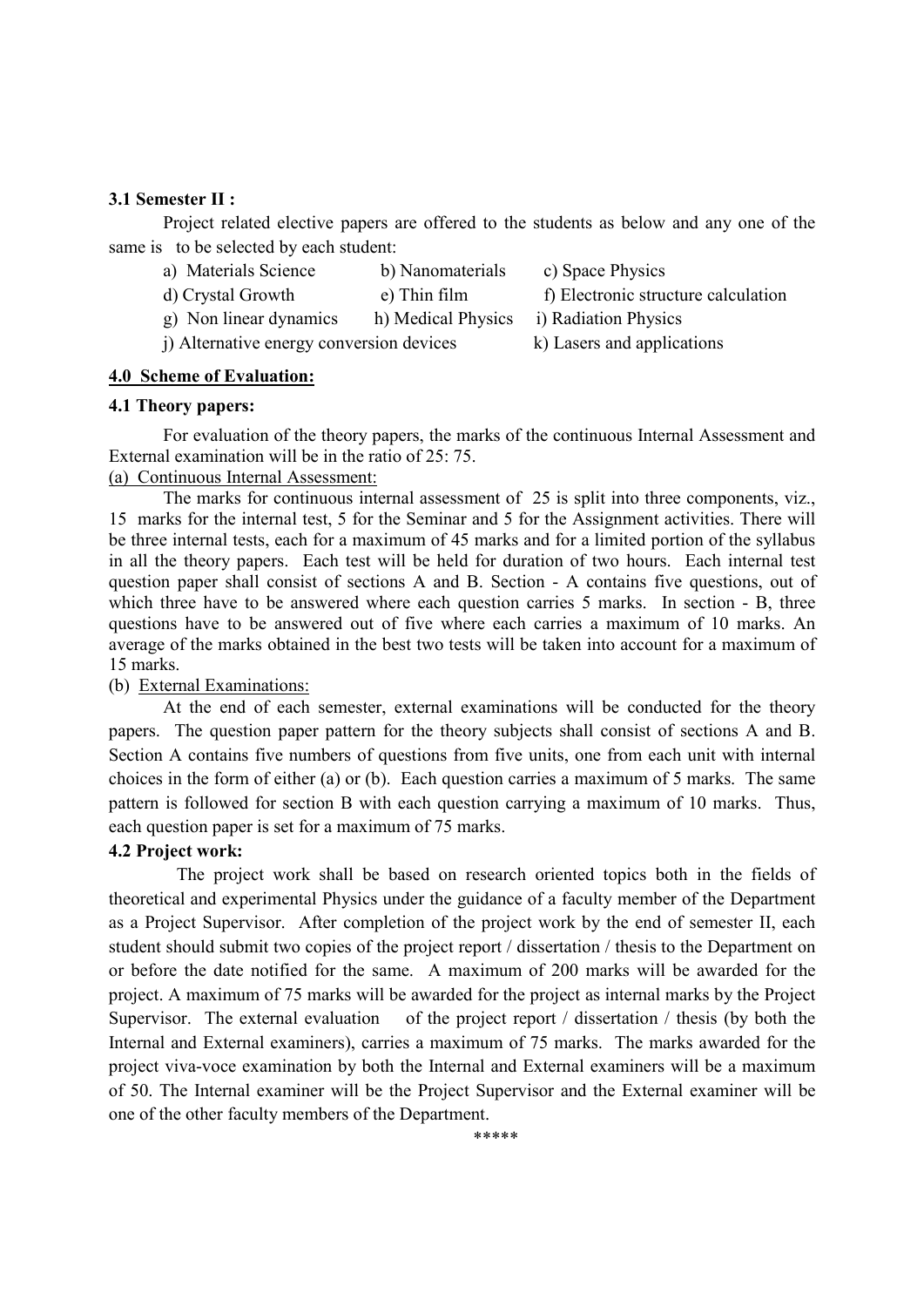### 3.1 Semester II :

Project related elective papers are offered to the students as below and any one of the same is to be selected by each student:

a) Materials Science  b) Nanomaterials  c) Space Physics
d) Crystal Growth  e) Thin film  f) Electronic structure calculation
g) Non linear dynamics  h) Medical Physics  i) Radiation Physics
j) Alternative energy conversion devices  k) Lasers and applications

## 4.0 Scheme of Evaluation:

### 4.1 Theory papers:

For evaluation of the theory papers, the marks of the continuous Internal Assessment and External examination will be in the ratio of 25: 75.

(a) Continuous Internal Assessment:

The marks for continuous internal assessment of 25 is split into three components, viz., 15 marks for the internal test, 5 for the Seminar and 5 for the Assignment activities. There will be three internal tests, each for a maximum of 45 marks and for a limited portion of the syllabus in all the theory papers. Each test will be held for duration of two hours. Each internal test question paper shall consist of sections A and B. Section - A contains five questions, out of which three have to be answered where each question carries 5 marks. In section - B, three questions have to be answered out of five where each carries a maximum of 10 marks. An average of the marks obtained in the best two tests will be taken into account for a maximum of 15 marks.

(b) External Examinations:

At the end of each semester, external examinations will be conducted for the theory papers. The question paper pattern for the theory subjects shall consist of sections A and B. Section A contains five numbers of questions from five units, one from each unit with internal choices in the form of either (a) or (b). Each question carries a maximum of 5 marks. The same pattern is followed for section B with each question carrying a maximum of 10 marks. Thus, each question paper is set for a maximum of 75 marks.

### 4.2 Project work:

The project work shall be based on research oriented topics both in the fields of theoretical and experimental Physics under the guidance of a faculty member of the Department as a Project Supervisor. After completion of the project work by the end of semester II, each student should submit two copies of the project report / dissertation / thesis to the Department on or before the date notified for the same. A maximum of 200 marks will be awarded for the project. A maximum of 75 marks will be awarded for the project as internal marks by the Project Supervisor. The external evaluation of the project report / dissertation / thesis (by both the Internal and External examiners), carries a maximum of 75 marks. The marks awarded for the project viva-voce examination by both the Internal and External examiners will be a maximum of 50. The Internal examiner will be the Project Supervisor and the External examiner will be one of the other faculty members of the Department.

*****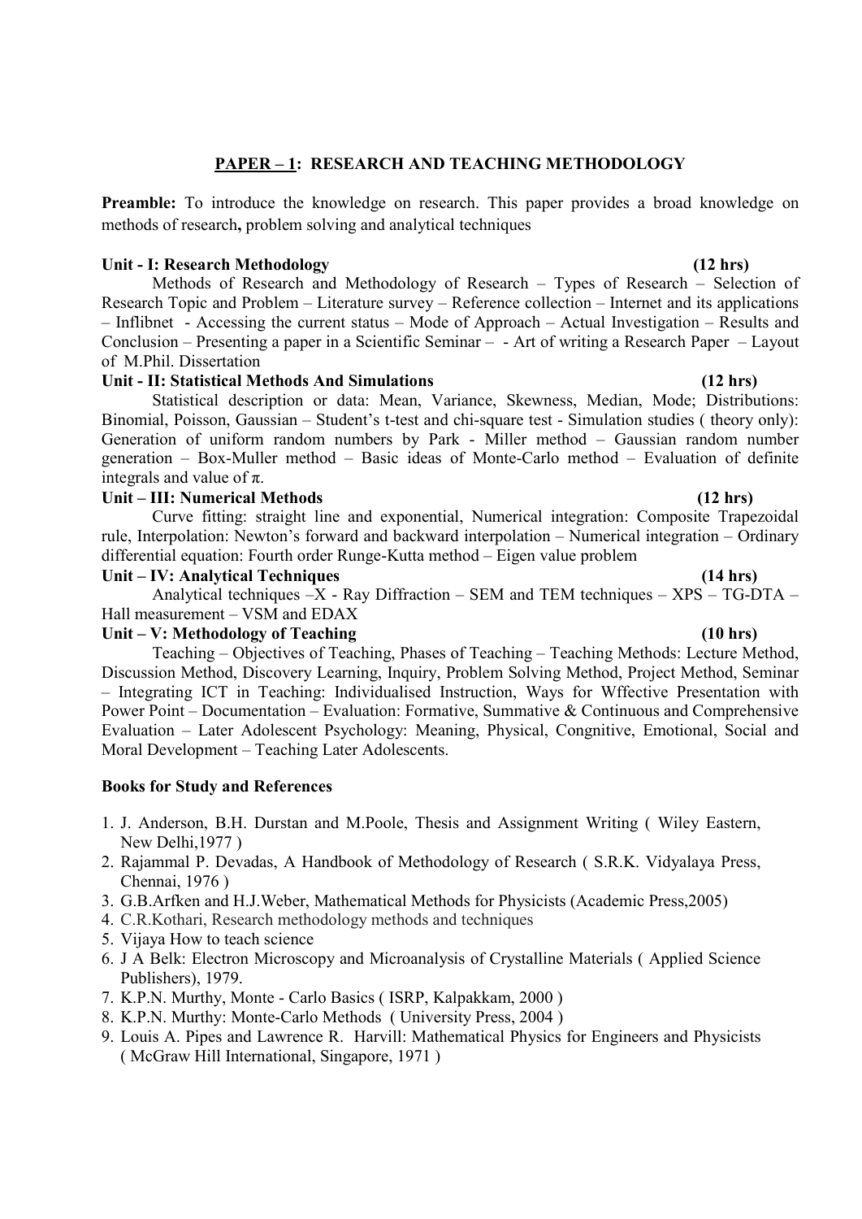## PAPER – 1: RESEARCH AND TEACHING METHODOLOGY

**Preamble:** To introduce the knowledge on research. This paper provides a broad knowledge on methods of research**,** problem solving and analytical techniques

**Unit - I: Research Methodology (12 hrs)**

Methods of Research and Methodology of Research – Types of Research – Selection of Research Topic and Problem – Literature survey – Reference collection – Internet and its applications – Inflibnet - Accessing the current status – Mode of Approach – Actual Investigation – Results and Conclusion – Presenting a paper in a Scientific Seminar – - Art of writing a Research Paper – Layout of M.Phil. Dissertation

**Unit - II: Statistical Methods And Simulations (12 hrs)**

Statistical description or data: Mean, Variance, Skewness, Median, Mode; Distributions: Binomial, Poisson, Gaussian – Student's t-test and chi-square test - Simulation studies ( theory only): Generation of uniform random numbers by Park - Miller method – Gaussian random number generation – Box-Muller method – Basic ideas of Monte-Carlo method – Evaluation of definite integrals and value of $\pi$.

**Unit – III: Numerical Methods (12 hrs)**

Curve fitting: straight line and exponential, Numerical integration: Composite Trapezoidal rule, Interpolation: Newton's forward and backward interpolation – Numerical integration – Ordinary differential equation: Fourth order Runge-Kutta method – Eigen value problem

**Unit – IV: Analytical Techniques (14 hrs)**

Analytical techniques –X - Ray Diffraction – SEM and TEM techniques – XPS – TG-DTA – Hall measurement – VSM and EDAX

**Unit – V: Methodology of Teaching (10 hrs)**

Teaching – Objectives of Teaching, Phases of Teaching – Teaching Methods: Lecture Method, Discussion Method, Discovery Learning, Inquiry, Problem Solving Method, Project Method, Seminar – Integrating ICT in Teaching: Individualised Instruction, Ways for Wffective Presentation with Power Point – Documentation – Evaluation: Formative, Summative & Continuous and Comprehensive Evaluation – Later Adolescent Psychology: Meaning, Physical, Congnitive, Emotional, Social and Moral Development – Teaching Later Adolescents.

**Books for Study and References**

1. J. Anderson, B.H. Durstan and M.Poole, Thesis and Assignment Writing ( Wiley Eastern, New Delhi,1977 )
2. Rajammal P. Devadas, A Handbook of Methodology of Research ( S.R.K. Vidyalaya Press, Chennai, 1976 )
3. G.B.Arfken and H.J.Weber, Mathematical Methods for Physicists (Academic Press,2005)
4. C.R.Kothari, Research methodology methods and techniques
5. Vijaya How to teach science
6. J A Belk: Electron Microscopy and Microanalysis of Crystalline Materials ( Applied Science Publishers), 1979.
7. K.P.N. Murthy, Monte - Carlo Basics ( ISRP, Kalpakkam, 2000 )
8. K.P.N. Murthy: Monte-Carlo Methods ( University Press, 2004 )
9. Louis A. Pipes and Lawrence R. Harvill: Mathematical Physics for Engineers and Physicists ( McGraw Hill International, Singapore, 1971 )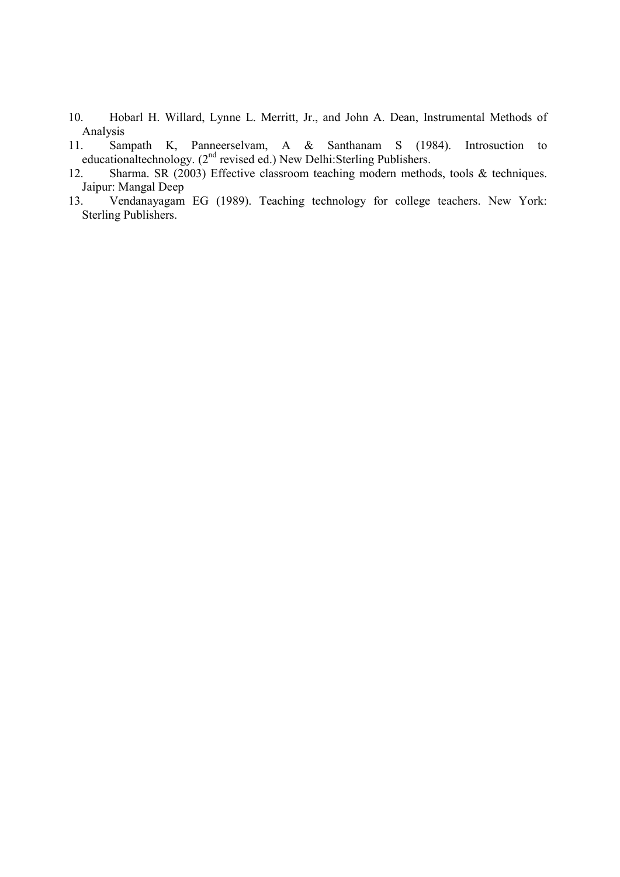10. Hobarl H. Willard, Lynne L. Merritt, Jr., and John A. Dean, Instrumental Methods of Analysis
11. Sampath K, Panneerselvam, A & Santhanam S (1984). Introsuction to educationaltechnology. (2nd revised ed.) New Delhi:Sterling Publishers.
12. Sharma. SR (2003) Effective classroom teaching modern methods, tools & techniques. Jaipur: Mangal Deep
13. Vendanayagam EG (1989). Teaching technology for college teachers. New York: Sterling Publishers.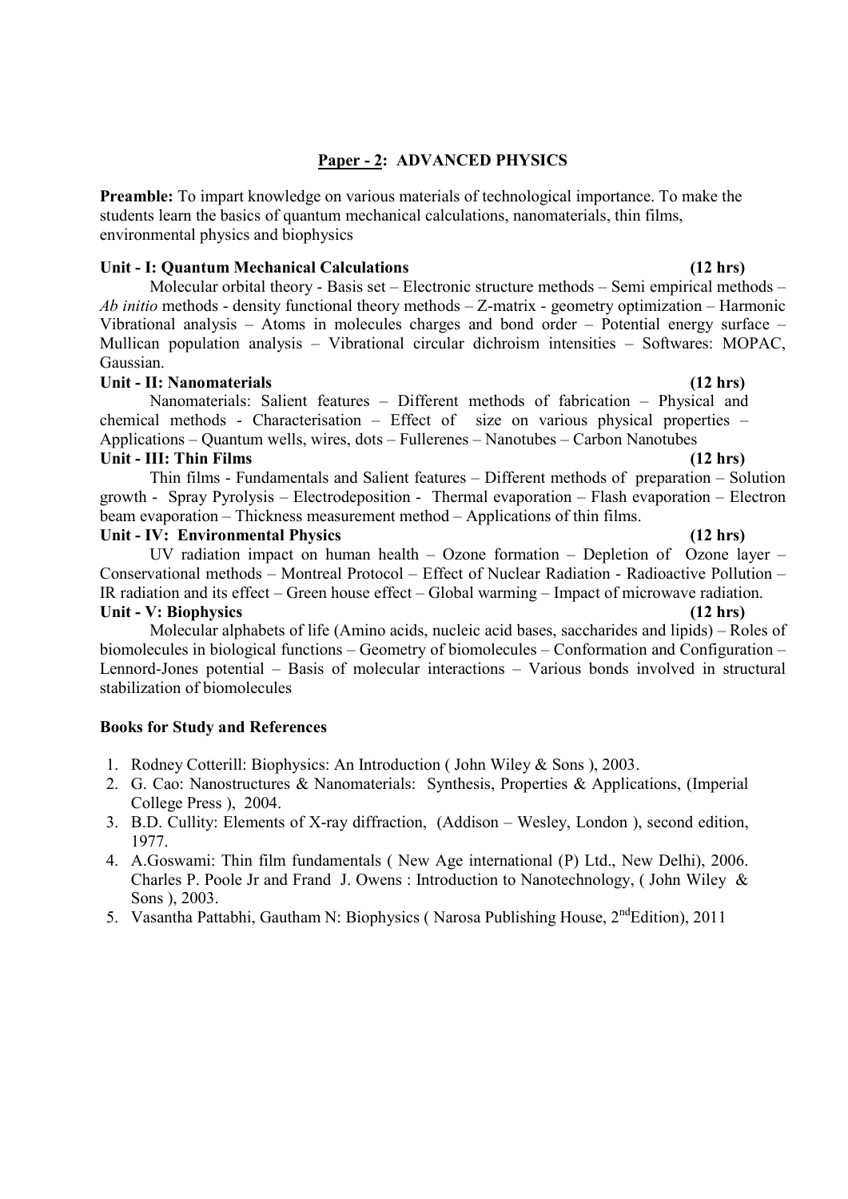## Paper - 2: ADVANCED PHYSICS

**Preamble:** To impart knowledge on various materials of technological importance. To make the students learn the basics of quantum mechanical calculations, nanomaterials, thin films, environmental physics and biophysics

**Unit - I: Quantum Mechanical Calculations (12 hrs)**

Molecular orbital theory - Basis set – Electronic structure methods – Semi empirical methods – *Ab initio* methods - density functional theory methods – Z-matrix - geometry optimization – Harmonic Vibrational analysis – Atoms in molecules charges and bond order – Potential energy surface – Mullican population analysis – Vibrational circular dichroism intensities – Softwares: MOPAC, Gaussian.

**Unit - II: Nanomaterials (12 hrs)**

Nanomaterials: Salient features – Different methods of fabrication – Physical and chemical methods - Characterisation – Effect of size on various physical properties – Applications – Quantum wells, wires, dots – Fullerenes – Nanotubes – Carbon Nanotubes

**Unit - III: Thin Films (12 hrs)**

Thin films - Fundamentals and Salient features – Different methods of preparation – Solution growth - Spray Pyrolysis – Electrodeposition - Thermal evaporation – Flash evaporation – Electron beam evaporation – Thickness measurement method – Applications of thin films.

**Unit - IV: Environmental Physics (12 hrs)**

UV radiation impact on human health – Ozone formation – Depletion of Ozone layer – Conservational methods – Montreal Protocol – Effect of Nuclear Radiation - Radioactive Pollution – IR radiation and its effect – Green house effect – Global warming – Impact of microwave radiation.

**Unit - V: Biophysics (12 hrs)**

Molecular alphabets of life (Amino acids, nucleic acid bases, saccharides and lipids) – Roles of biomolecules in biological functions – Geometry of biomolecules – Conformation and Configuration – Lennord-Jones potential – Basis of molecular interactions – Various bonds involved in structural stabilization of biomolecules

**Books for Study and References**

1. Rodney Cotterill: Biophysics: An Introduction ( John Wiley & Sons ), 2003.
2. G. Cao: Nanostructures & Nanomaterials: Synthesis, Properties & Applications, (Imperial College Press ), 2004.
3. B.D. Cullity: Elements of X-ray diffraction, (Addison – Wesley, London ), second edition, 1977.
4. A.Goswami: Thin film fundamentals ( New Age international (P) Ltd., New Delhi), 2006. Charles P. Poole Jr and Frand J. Owens : Introduction to Nanotechnology, ( John Wiley & Sons ), 2003.
5. Vasantha Pattabhi, Gautham N: Biophysics ( Narosa Publishing House, 2nd Edition), 2011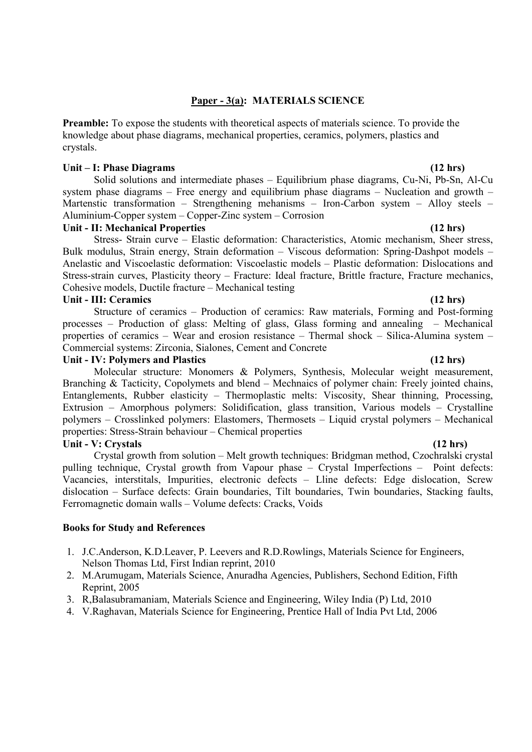## Paper - 3(a): MATERIALS SCIENCE

**Preamble:** To expose the students with theoretical aspects of materials science. To provide the knowledge about phase diagrams, mechanical properties, ceramics, polymers, plastics and crystals.

### Unit – I: Phase Diagrams (12 hrs)

Solid solutions and intermediate phases – Equilibrium phase diagrams, Cu-Ni, Pb-Sn, Al-Cu system phase diagrams – Free energy and equilibrium phase diagrams – Nucleation and growth – Martenstic transformation – Strengthening mehanisms – Iron-Carbon system – Alloy steels – Aluminium-Copper system – Copper-Zinc system – Corrosion

### Unit - II: Mechanical Properties (12 hrs)

Stress- Strain curve – Elastic deformation: Characteristics, Atomic mechanism, Sheer stress, Bulk modulus, Strain energy, Strain deformation – Viscous deformation: Spring-Dashpot models – Anelastic and Viscoelastic deformation: Viscoelastic models – Plastic deformation: Dislocations and Stress-strain curves, Plasticity theory – Fracture: Ideal fracture, Brittle fracture, Fracture mechanics, Cohesive models, Ductile fracture – Mechanical testing

### Unit - III: Ceramics (12 hrs)

Structure of ceramics – Production of ceramics: Raw materials, Forming and Post-forming processes – Production of glass: Melting of glass, Glass forming and annealing – Mechanical properties of ceramics – Wear and erosion resistance – Thermal shock – Silica-Alumina system – Commercial systems: Zirconia, Sialones, Cement and Concrete

### Unit - IV: Polymers and Plastics (12 hrs)

Molecular structure: Monomers & Polymers, Synthesis, Molecular weight measurement, Branching & Tacticity, Copolymets and blend – Mechnaics of polymer chain: Freely jointed chains, Entanglements, Rubber elasticity – Thermoplastic melts: Viscosity, Shear thinning, Processing, Extrusion – Amorphous polymers: Solidification, glass transition, Various models – Crystalline polymers – Crosslinked polymers: Elastomers, Thermosets – Liquid crystal polymers – Mechanical properties: Stress-Strain behaviour – Chemical properties

### Unit - V: Crystals (12 hrs)

Crystal growth from solution – Melt growth techniques: Bridgman method, Czochralski crystal pulling technique, Crystal growth from Vapour phase – Crystal Imperfections – Point defects: Vacancies, interstitals, Impurities, electronic defects – Lline defects: Edge dislocation, Screw dislocation – Surface defects: Grain boundaries, Tilt boundaries, Twin boundaries, Stacking faults, Ferromagnetic domain walls – Volume defects: Cracks, Voids

### Books for Study and References

1. J.C.Anderson, K.D.Leaver, P. Leevers and R.D.Rowlings, Materials Science for Engineers, Nelson Thomas Ltd, First Indian reprint, 2010
2. M.Arumugam, Materials Science, Anuradha Agencies, Publishers, Sechond Edition, Fifth Reprint, 2005
3. R,Balasubramaniam, Materials Science and Engineering, Wiley India (P) Ltd, 2010
4. V.Raghavan, Materials Science for Engineering, Prentice Hall of India Pvt Ltd, 2006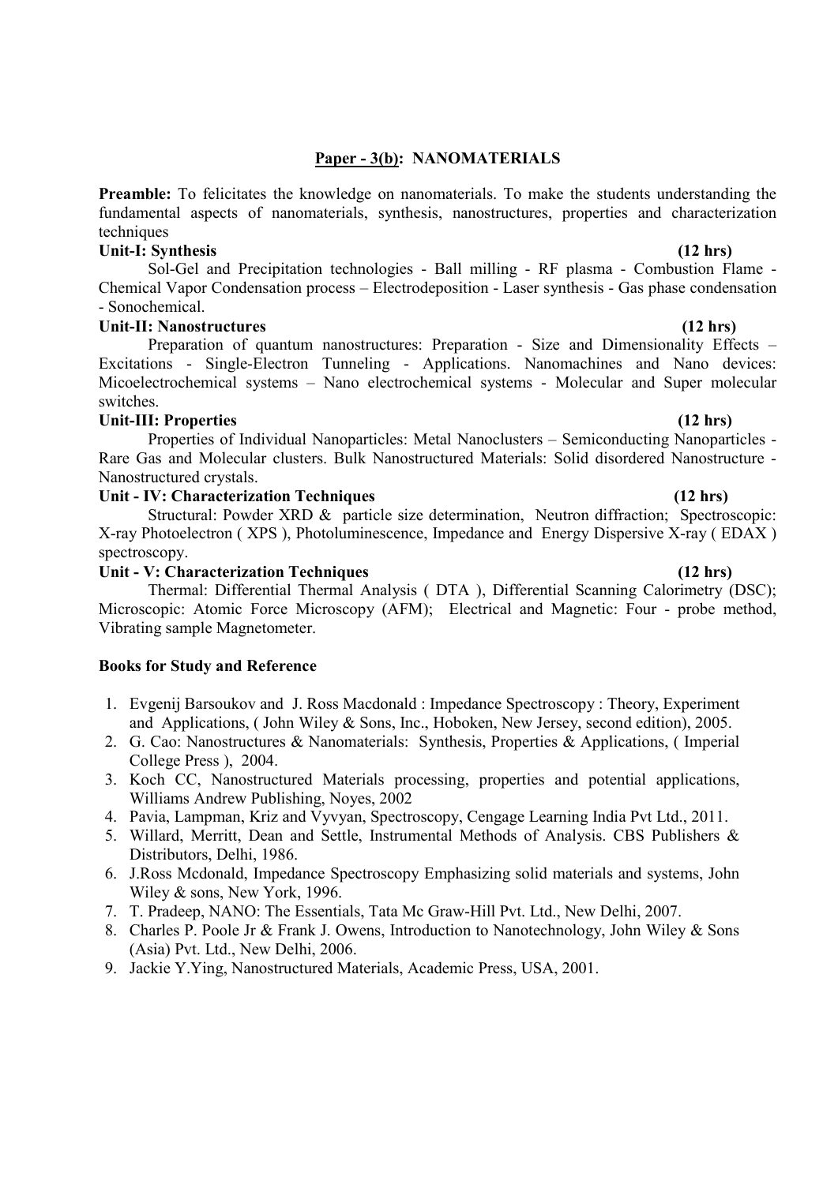## Paper - 3(b): NANOMATERIALS

**Preamble:** To felicitates the knowledge on nanomaterials. To make the students understanding the fundamental aspects of nanomaterials, synthesis, nanostructures, properties and characterization techniques

**Unit-I: Synthesis (12 hrs)**

Sol-Gel and Precipitation technologies - Ball milling - RF plasma - Combustion Flame - Chemical Vapor Condensation process – Electrodeposition - Laser synthesis - Gas phase condensation - Sonochemical.

**Unit-II: Nanostructures (12 hrs)**

Preparation of quantum nanostructures: Preparation - Size and Dimensionality Effects – Excitations - Single-Electron Tunneling - Applications. Nanomachines and Nano devices: Micoelectrochemical systems – Nano electrochemical systems - Molecular and Super molecular switches.

**Unit-III: Properties (12 hrs)**

Properties of Individual Nanoparticles: Metal Nanoclusters – Semiconducting Nanoparticles - Rare Gas and Molecular clusters. Bulk Nanostructured Materials: Solid disordered Nanostructure - Nanostructured crystals.

**Unit - IV: Characterization Techniques (12 hrs)**

Structural: Powder XRD & particle size determination, Neutron diffraction; Spectroscopic: X-ray Photoelectron ( XPS ), Photoluminescence, Impedance and Energy Dispersive X-ray ( EDAX ) spectroscopy.

**Unit - V: Characterization Techniques (12 hrs)**

Thermal: Differential Thermal Analysis ( DTA ), Differential Scanning Calorimetry (DSC); Microscopic: Atomic Force Microscopy (AFM); Electrical and Magnetic: Four - probe method, Vibrating sample Magnetometer.

### Books for Study and Reference

1. Evgenij Barsoukov and J. Ross Macdonald : Impedance Spectroscopy : Theory, Experiment and Applications, ( John Wiley & Sons, Inc., Hoboken, New Jersey, second edition), 2005.
2. G. Cao: Nanostructures & Nanomaterials: Synthesis, Properties & Applications, ( Imperial College Press ), 2004.
3. Koch CC, Nanostructured Materials processing, properties and potential applications, Williams Andrew Publishing, Noyes, 2002
4. Pavia, Lampman, Kriz and Vyvyan, Spectroscopy, Cengage Learning India Pvt Ltd., 2011.
5. Willard, Merritt, Dean and Settle, Instrumental Methods of Analysis. CBS Publishers & Distributors, Delhi, 1986.
6. J.Ross Mcdonald, Impedance Spectroscopy Emphasizing solid materials and systems, John Wiley & sons, New York, 1996.
7. T. Pradeep, NANO: The Essentials, Tata Mc Graw-Hill Pvt. Ltd., New Delhi, 2007.
8. Charles P. Poole Jr & Frank J. Owens, Introduction to Nanotechnology, John Wiley & Sons (Asia) Pvt. Ltd., New Delhi, 2006.
9. Jackie Y.Ying, Nanostructured Materials, Academic Press, USA, 2001.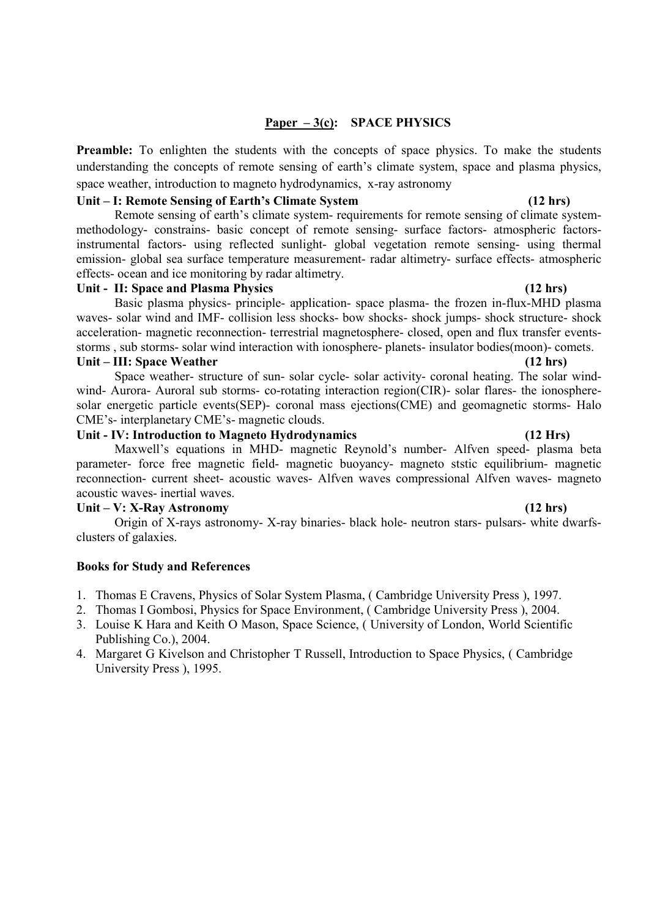## Paper – 3(c): SPACE PHYSICS

**Preamble:** To enlighten the students with the concepts of space physics. To make the students understanding the concepts of remote sensing of earth's climate system, space and plasma physics, space weather, introduction to magneto hydrodynamics, x-ray astronomy

### Unit – I: Remote Sensing of Earth's Climate System (12 hrs)

Remote sensing of earth's climate system- requirements for remote sensing of climate system- methodology- constrains- basic concept of remote sensing- surface factors- atmospheric factors- instrumental factors- using reflected sunlight- global vegetation remote sensing- using thermal emission- global sea surface temperature measurement- radar altimetry- surface effects- atmospheric effects- ocean and ice monitoring by radar altimetry.

### Unit - II: Space and Plasma Physics (12 hrs)

Basic plasma physics- principle- application- space plasma- the frozen in-flux-MHD plasma waves- solar wind and IMF- collision less shocks- bow shocks- shock jumps- shock structure- shock acceleration- magnetic reconnection- terrestrial magnetosphere- closed, open and flux transfer events- storms , sub storms- solar wind interaction with ionosphere- planets- insulator bodies(moon)- comets.

### Unit – III: Space Weather (12 hrs)

Space weather- structure of sun- solar cycle- solar activity- coronal heating. The solar wind- wind- Aurora- Auroral sub storms- co-rotating interaction region(CIR)- solar flares- the ionosphere- solar energetic particle events(SEP)- coronal mass ejections(CME) and geomagnetic storms- Halo CME's- interplanetary CME's- magnetic clouds.

### Unit - IV: Introduction to Magneto Hydrodynamics (12 Hrs)

Maxwell's equations in MHD- magnetic Reynold's number- Alfven speed- plasma beta parameter- force free magnetic field- magnetic buoyancy- magneto ststic equilibrium- magnetic reconnection- current sheet- acoustic waves- Alfven waves compressional Alfven waves- magneto acoustic waves- inertial waves.

### Unit – V: X-Ray Astronomy (12 hrs)

Origin of X-rays astronomy- X-ray binaries- black hole- neutron stars- pulsars- white dwarfs- clusters of galaxies.

### Books for Study and References

1. Thomas E Cravens, Physics of Solar System Plasma, ( Cambridge University Press ), 1997.
2. Thomas I Gombosi, Physics for Space Environment, ( Cambridge University Press ), 2004.
3. Louise K Hara and Keith O Mason, Space Science, ( University of London, World Scientific Publishing Co.), 2004.
4. Margaret G Kivelson and Christopher T Russell, Introduction to Space Physics, ( Cambridge University Press ), 1995.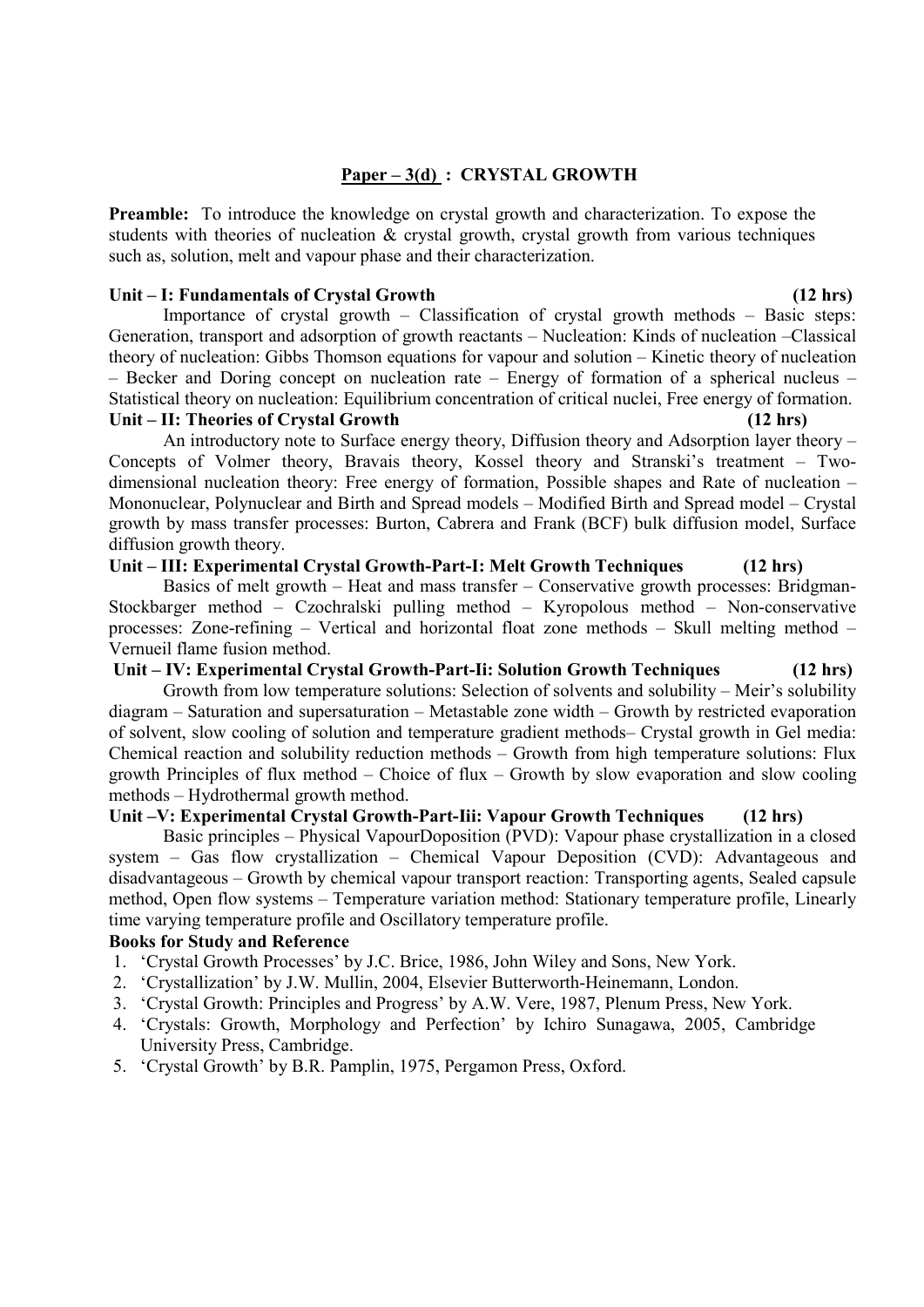## Paper – 3(d) : CRYSTAL GROWTH

**Preamble:** To introduce the knowledge on crystal growth and characterization. To expose the students with theories of nucleation & crystal growth, crystal growth from various techniques such as, solution, melt and vapour phase and their characterization.

**Unit – I: Fundamentals of Crystal Growth (12 hrs)**

Importance of crystal growth – Classification of crystal growth methods – Basic steps: Generation, transport and adsorption of growth reactants – Nucleation: Kinds of nucleation –Classical theory of nucleation: Gibbs Thomson equations for vapour and solution – Kinetic theory of nucleation – Becker and Doring concept on nucleation rate – Energy of formation of a spherical nucleus – Statistical theory on nucleation: Equilibrium concentration of critical nuclei, Free energy of formation.

**Unit – II: Theories of Crystal Growth (12 hrs)**

An introductory note to Surface energy theory, Diffusion theory and Adsorption layer theory – Concepts of Volmer theory, Bravais theory, Kossel theory and Stranski's treatment – Two-dimensional nucleation theory: Free energy of formation, Possible shapes and Rate of nucleation – Mononuclear, Polynuclear and Birth and Spread models – Modified Birth and Spread model – Crystal growth by mass transfer processes: Burton, Cabrera and Frank (BCF) bulk diffusion model, Surface diffusion growth theory.

**Unit – III: Experimental Crystal Growth-Part-I: Melt Growth Techniques (12 hrs)**

Basics of melt growth – Heat and mass transfer – Conservative growth processes: Bridgman-Stockbarger method – Czochralski pulling method – Kyropolous method – Non-conservative processes: Zone-refining – Vertical and horizontal float zone methods – Skull melting method – Vernueil flame fusion method.

**Unit – IV: Experimental Crystal Growth-Part-Ii: Solution Growth Techniques (12 hrs)**

Growth from low temperature solutions: Selection of solvents and solubility – Meir's solubility diagram – Saturation and supersaturation – Metastable zone width – Growth by restricted evaporation of solvent, slow cooling of solution and temperature gradient methods– Crystal growth in Gel media: Chemical reaction and solubility reduction methods – Growth from high temperature solutions: Flux growth Principles of flux method – Choice of flux – Growth by slow evaporation and slow cooling methods – Hydrothermal growth method.

**Unit –V: Experimental Crystal Growth-Part-Iii: Vapour Growth Techniques (12 hrs)**

Basic principles – Physical VapourDoposition (PVD): Vapour phase crystallization in a closed system – Gas flow crystallization – Chemical Vapour Deposition (CVD): Advantageous and disadvantageous – Growth by chemical vapour transport reaction: Transporting agents, Sealed capsule method, Open flow systems – Temperature variation method: Stationary temperature profile, Linearly time varying temperature profile and Oscillatory temperature profile.

**Books for Study and Reference**

1. 'Crystal Growth Processes' by J.C. Brice, 1986, John Wiley and Sons, New York.
2. 'Crystallization' by J.W. Mullin, 2004, Elsevier Butterworth-Heinemann, London.
3. 'Crystal Growth: Principles and Progress' by A.W. Vere, 1987, Plenum Press, New York.
4. 'Crystals: Growth, Morphology and Perfection' by Ichiro Sunagawa, 2005, Cambridge University Press, Cambridge.
5. 'Crystal Growth' by B.R. Pamplin, 1975, Pergamon Press, Oxford.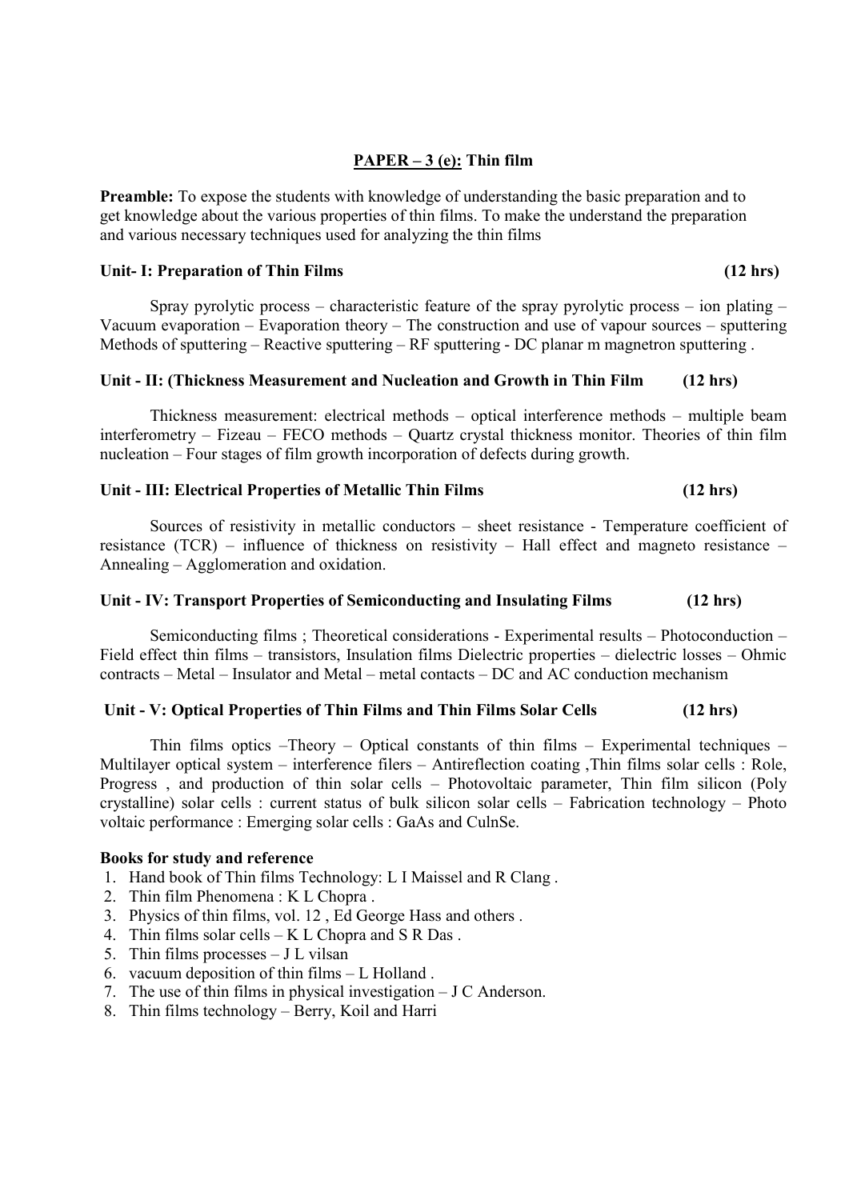## **PAPER – 3 (e):** Thin film

**Preamble:** To expose the students with knowledge of understanding the basic preparation and to get knowledge about the various properties of thin films. To make the understand the preparation and various necessary techniques used for analyzing the thin films

### Unit- I: Preparation of Thin Films (12 hrs)

Spray pyrolytic process – characteristic feature of the spray pyrolytic process – ion plating – Vacuum evaporation – Evaporation theory – The construction and use of vapour sources – sputtering Methods of sputtering – Reactive sputtering – RF sputtering - DC planar m magnetron sputtering .

### Unit - II: (Thickness Measurement and Nucleation and Growth in Thin Film (12 hrs)

Thickness measurement: electrical methods – optical interference methods – multiple beam interferometry – Fizeau – FECO methods – Quartz crystal thickness monitor. Theories of thin film nucleation – Four stages of film growth incorporation of defects during growth.

### Unit - III: Electrical Properties of Metallic Thin Films (12 hrs)

Sources of resistivity in metallic conductors – sheet resistance - Temperature coefficient of resistance (TCR) – influence of thickness on resistivity – Hall effect and magneto resistance – Annealing – Agglomeration and oxidation.

### Unit - IV: Transport Properties of Semiconducting and Insulating Films (12 hrs)

Semiconducting films ; Theoretical considerations - Experimental results – Photoconduction – Field effect thin films – transistors, Insulation films Dielectric properties – dielectric losses – Ohmic contracts – Metal – Insulator and Metal – metal contacts – DC and AC conduction mechanism

### Unit - V: Optical Properties of Thin Films and Thin Films Solar Cells (12 hrs)

Thin films optics –Theory – Optical constants of thin films – Experimental techniques – Multilayer optical system – interference filers – Antireflection coating ,Thin films solar cells : Role, Progress , and production of thin solar cells – Photovoltaic parameter, Thin film silicon (Poly crystalline) solar cells : current status of bulk silicon solar cells – Fabrication technology – Photo voltaic performance : Emerging solar cells : GaAs and CulnSe.

### Books for study and reference

1. Hand book of Thin films Technology: L I Maissel and R Clang .
2. Thin film Phenomena : K L Chopra .
3. Physics of thin films, vol. 12 , Ed George Hass and others .
4. Thin films solar cells – K L Chopra and S R Das .
5. Thin films processes – J L vilsan
6. vacuum deposition of thin films – L Holland .
7. The use of thin films in physical investigation – J C Anderson.
8. Thin films technology – Berry, Koil and Harri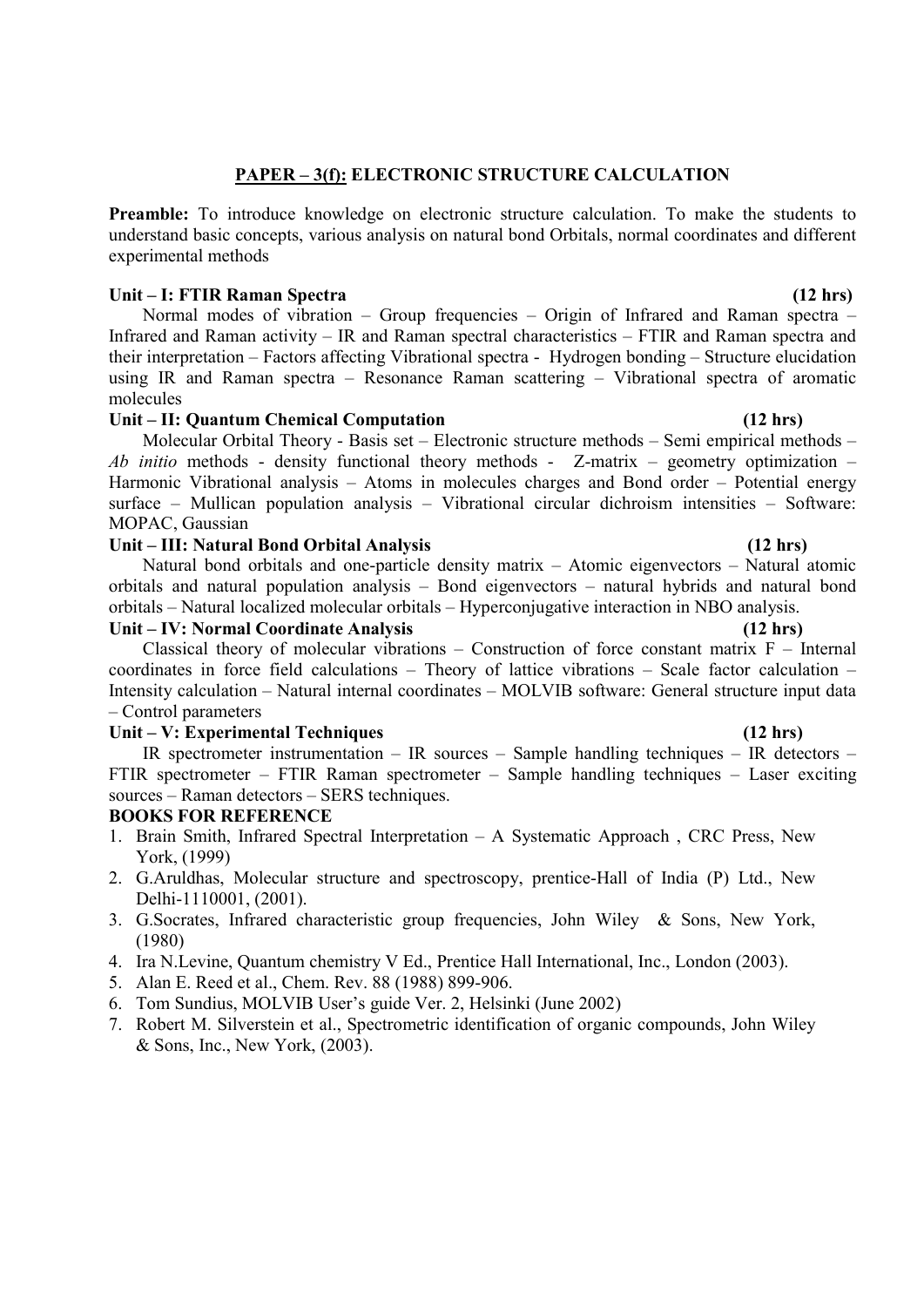## PAPER – 3(f): ELECTRONIC STRUCTURE CALCULATION

**Preamble:** To introduce knowledge on electronic structure calculation. To make the students to understand basic concepts, various analysis on natural bond Orbitals, normal coordinates and different experimental methods

**Unit – I: FTIR Raman Spectra (12 hrs)**

Normal modes of vibration – Group frequencies – Origin of Infrared and Raman spectra – Infrared and Raman activity – IR and Raman spectral characteristics – FTIR and Raman spectra and their interpretation – Factors affecting Vibrational spectra - Hydrogen bonding – Structure elucidation using IR and Raman spectra – Resonance Raman scattering – Vibrational spectra of aromatic molecules

**Unit – II: Quantum Chemical Computation (12 hrs)**

Molecular Orbital Theory - Basis set – Electronic structure methods – Semi empirical methods – *Ab initio* methods - density functional theory methods - Z-matrix – geometry optimization – Harmonic Vibrational analysis – Atoms in molecules charges and Bond order – Potential energy surface – Mullican population analysis – Vibrational circular dichroism intensities – Software: MOPAC, Gaussian

**Unit – III: Natural Bond Orbital Analysis (12 hrs)**

Natural bond orbitals and one-particle density matrix – Atomic eigenvectors – Natural atomic orbitals and natural population analysis – Bond eigenvectors – natural hybrids and natural bond orbitals – Natural localized molecular orbitals – Hyperconjugative interaction in NBO analysis.

**Unit – IV: Normal Coordinate Analysis (12 hrs)**

Classical theory of molecular vibrations – Construction of force constant matrix F – Internal coordinates in force field calculations – Theory of lattice vibrations – Scale factor calculation – Intensity calculation – Natural internal coordinates – MOLVIB software: General structure input data – Control parameters

**Unit – V: Experimental Techniques (12 hrs)**

IR spectrometer instrumentation – IR sources – Sample handling techniques – IR detectors – FTIR spectrometer – FTIR Raman spectrometer – Sample handling techniques – Laser exciting sources – Raman detectors – SERS techniques.

**BOOKS FOR REFERENCE**

1. Brain Smith, Infrared Spectral Interpretation – A Systematic Approach , CRC Press, New York, (1999)
2. G.Aruldhas, Molecular structure and spectroscopy, prentice-Hall of India (P) Ltd., New Delhi-1110001, (2001).
3. G.Socrates, Infrared characteristic group frequencies, John Wiley & Sons, New York, (1980)
4. Ira N.Levine, Quantum chemistry V Ed., Prentice Hall International, Inc., London (2003).
5. Alan E. Reed et al., Chem. Rev. 88 (1988) 899-906.
6. Tom Sundius, MOLVIB User's guide Ver. 2, Helsinki (June 2002)
7. Robert M. Silverstein et al., Spectrometric identification of organic compounds, John Wiley & Sons, Inc., New York, (2003).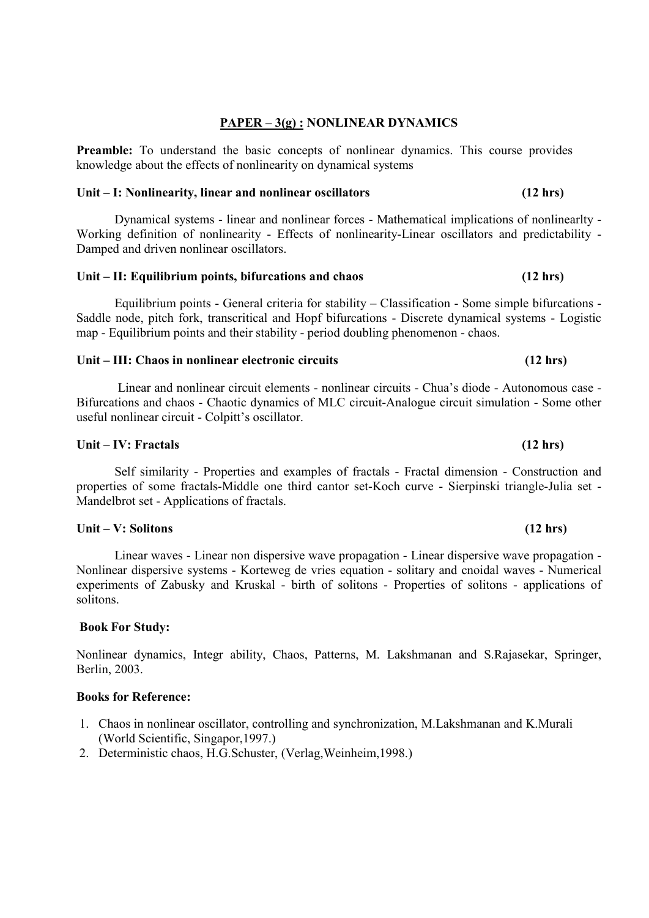## PAPER – 3(g) : NONLINEAR DYNAMICS

**Preamble:** To understand the basic concepts of nonlinear dynamics. This course provides knowledge about the effects of nonlinearity on dynamical systems

### Unit – I: Nonlinearity, linear and nonlinear oscillators (12 hrs)

Dynamical systems - linear and nonlinear forces - Mathematical implications of nonlinearlty - Working definition of nonlinearity - Effects of nonlinearity-Linear oscillators and predictability - Damped and driven nonlinear oscillators.

### Unit – II: Equilibrium points, bifurcations and chaos (12 hrs)

Equilibrium points - General criteria for stability – Classification - Some simple bifurcations - Saddle node, pitch fork, transcritical and Hopf bifurcations - Discrete dynamical systems - Logistic map - Equilibrium points and their stability - period doubling phenomenon - chaos.

### Unit – III: Chaos in nonlinear electronic circuits (12 hrs)

Linear and nonlinear circuit elements - nonlinear circuits - Chua's diode - Autonomous case - Bifurcations and chaos - Chaotic dynamics of MLC circuit-Analogue circuit simulation - Some other useful nonlinear circuit - Colpitt's oscillator.

### Unit – IV: Fractals (12 hrs)

Self similarity - Properties and examples of fractals - Fractal dimension - Construction and properties of some fractals-Middle one third cantor set-Koch curve - Sierpinski triangle-Julia set - Mandelbrot set - Applications of fractals.

### Unit – V: Solitons (12 hrs)

Linear waves - Linear non dispersive wave propagation - Linear dispersive wave propagation - Nonlinear dispersive systems - Korteweg de vries equation - solitary and cnoidal waves - Numerical experiments of Zabusky and Kruskal - birth of solitons - Properties of solitons - applications of solitons.

**Book For Study:**

Nonlinear dynamics, Integr ability, Chaos, Patterns, M. Lakshmanan and S.Rajasekar, Springer, Berlin, 2003.

**Books for Reference:**

1. Chaos in nonlinear oscillator, controlling and synchronization, M.Lakshmanan and K.Murali (World Scientific, Singapor,1997.)
2. Deterministic chaos, H.G.Schuster, (Verlag,Weinheim,1998.)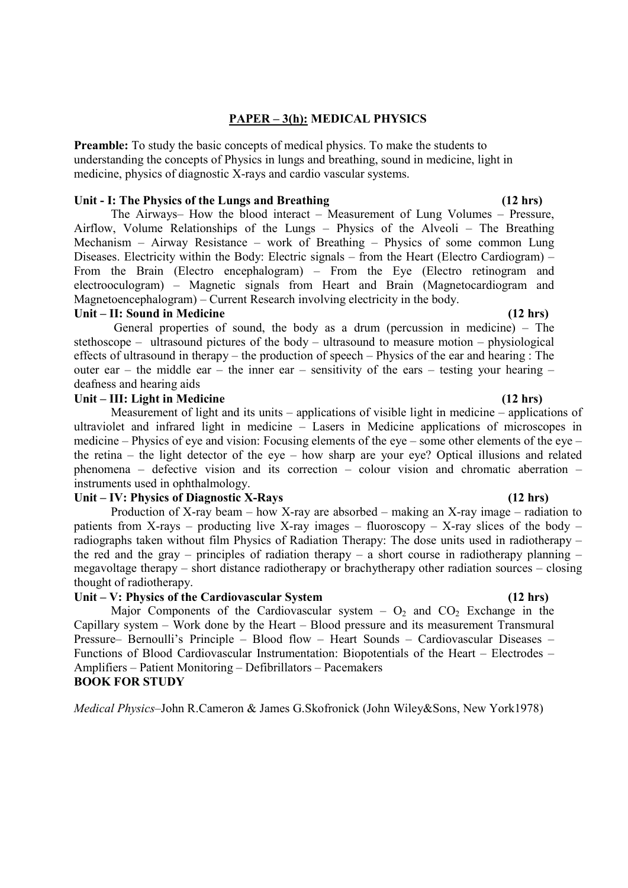## PAPER – 3(h): MEDICAL PHYSICS

**Preamble:** To study the basic concepts of medical physics. To make the students to understanding the concepts of Physics in lungs and breathing, sound in medicine, light in medicine, physics of diagnostic X-rays and cardio vascular systems.

**Unit - I: The Physics of the Lungs and Breathing (12 hrs)**

The Airways– How the blood interact – Measurement of Lung Volumes – Pressure, Airflow, Volume Relationships of the Lungs – Physics of the Alveoli – The Breathing Mechanism – Airway Resistance – work of Breathing – Physics of some common Lung Diseases. Electricity within the Body: Electric signals – from the Heart (Electro Cardiogram) – From the Brain (Electro encephalogram) – From the Eye (Electro retinogram and electrooculogram) – Magnetic signals from Heart and Brain (Magnetocardiogram and Magnetoencephalogram) – Current Research involving electricity in the body.

**Unit – II: Sound in Medicine (12 hrs)**

General properties of sound, the body as a drum (percussion in medicine) – The stethoscope – ultrasound pictures of the body – ultrasound to measure motion – physiological effects of ultrasound in therapy – the production of speech – Physics of the ear and hearing : The outer ear – the middle ear – the inner ear – sensitivity of the ears – testing your hearing – deafness and hearing aids

**Unit – III: Light in Medicine (12 hrs)**

Measurement of light and its units – applications of visible light in medicine – applications of ultraviolet and infrared light in medicine – Lasers in Medicine applications of microscopes in medicine – Physics of eye and vision: Focusing elements of the eye – some other elements of the eye – the retina – the light detector of the eye – how sharp are your eye? Optical illusions and related phenomena – defective vision and its correction – colour vision and chromatic aberration – instruments used in ophthalmology.

**Unit – IV: Physics of Diagnostic X-Rays (12 hrs)**

Production of X-ray beam – how X-ray are absorbed – making an X-ray image – radiation to patients from X-rays – producting live X-ray images – fluoroscopy – X-ray slices of the body – radiographs taken without film Physics of Radiation Therapy: The dose units used in radiotherapy – the red and the gray – principles of radiation therapy – a short course in radiotherapy planning – megavoltage therapy – short distance radiotherapy or brachytherapy other radiation sources – closing thought of radiotherapy.

**Unit – V: Physics of the Cardiovascular System (12 hrs)**

Major Components of the Cardiovascular system – $O_2$ and $CO_2$ Exchange in the Capillary system – Work done by the Heart – Blood pressure and its measurement Transmural Pressure– Bernoulli's Principle – Blood flow – Heart Sounds – Cardiovascular Diseases – Functions of Blood Cardiovascular Instrumentation: Biopotentials of the Heart – Electrodes – Amplifiers – Patient Monitoring – Defibrillators – Pacemakers

**BOOK FOR STUDY**

*Medical Physics*–John R.Cameron & James G.Skofronick (John Wiley&Sons, New York1978)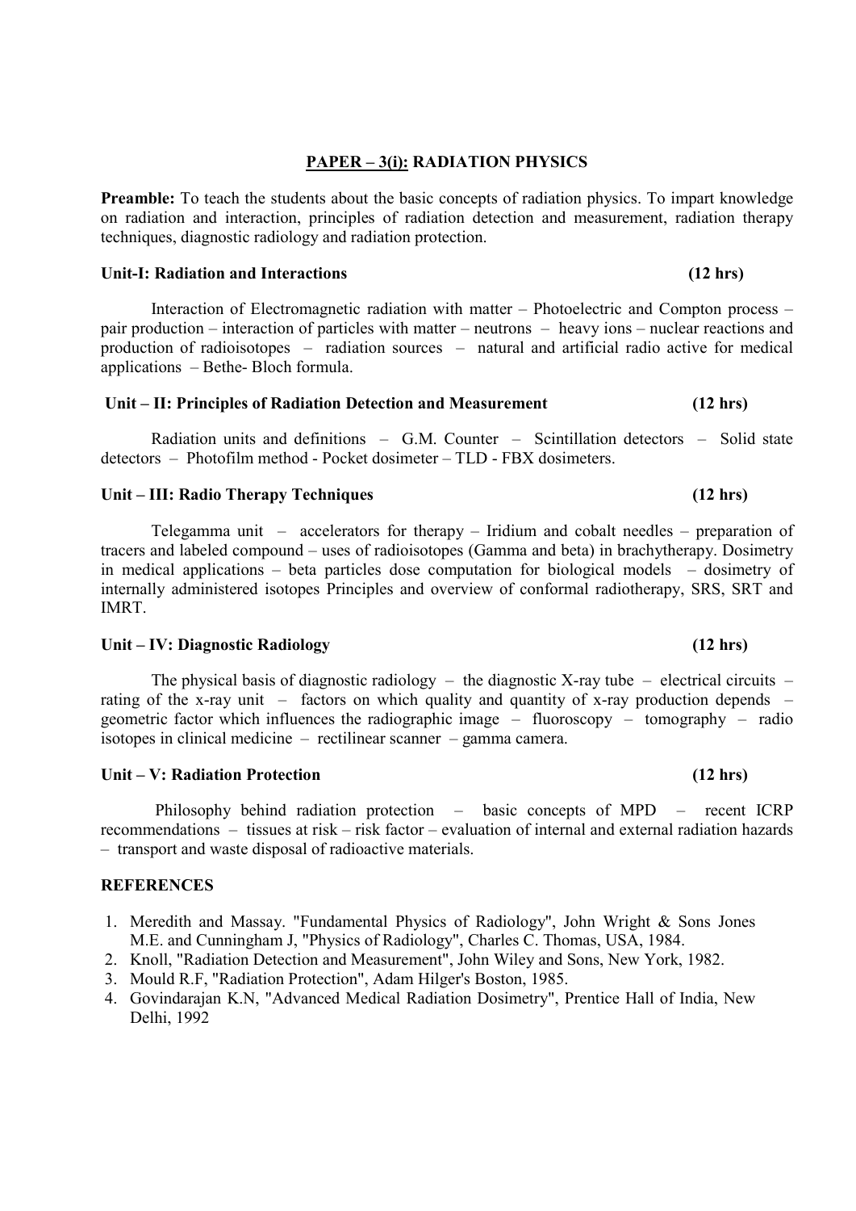## PAPER – 3(i): RADIATION PHYSICS

**Preamble:** To teach the students about the basic concepts of radiation physics. To impart knowledge on radiation and interaction, principles of radiation detection and measurement, radiation therapy techniques, diagnostic radiology and radiation protection.

### Unit-I: Radiation and Interactions (12 hrs)

Interaction of Electromagnetic radiation with matter – Photoelectric and Compton process – pair production – interaction of particles with matter – neutrons – heavy ions – nuclear reactions and production of radioisotopes – radiation sources – natural and artificial radio active for medical applications – Bethe- Bloch formula.

### Unit – II: Principles of Radiation Detection and Measurement (12 hrs)

Radiation units and definitions – G.M. Counter – Scintillation detectors – Solid state detectors – Photofilm method - Pocket dosimeter – TLD - FBX dosimeters.

### Unit – III: Radio Therapy Techniques (12 hrs)

Telegamma unit – accelerators for therapy – Iridium and cobalt needles – preparation of tracers and labeled compound – uses of radioisotopes (Gamma and beta) in brachytherapy. Dosimetry in medical applications – beta particles dose computation for biological models – dosimetry of internally administered isotopes Principles and overview of conformal radiotherapy, SRS, SRT and IMRT.

### Unit – IV: Diagnostic Radiology (12 hrs)

The physical basis of diagnostic radiology – the diagnostic X-ray tube – electrical circuits – rating of the x-ray unit – factors on which quality and quantity of x-ray production depends – geometric factor which influences the radiographic image – fluoroscopy – tomography – radio isotopes in clinical medicine – rectilinear scanner – gamma camera.

### Unit – V: Radiation Protection (12 hrs)

Philosophy behind radiation protection – basic concepts of MPD – recent ICRP recommendations – tissues at risk – risk factor – evaluation of internal and external radiation hazards – transport and waste disposal of radioactive materials.

### REFERENCES

1. Meredith and Massay. "Fundamental Physics of Radiology", John Wright & Sons Jones M.E. and Cunningham J, "Physics of Radiology", Charles C. Thomas, USA, 1984.
2. Knoll, "Radiation Detection and Measurement", John Wiley and Sons, New York, 1982.
3. Mould R.F, "Radiation Protection", Adam Hilger's Boston, 1985.
4. Govindarajan K.N, "Advanced Medical Radiation Dosimetry", Prentice Hall of India, New Delhi, 1992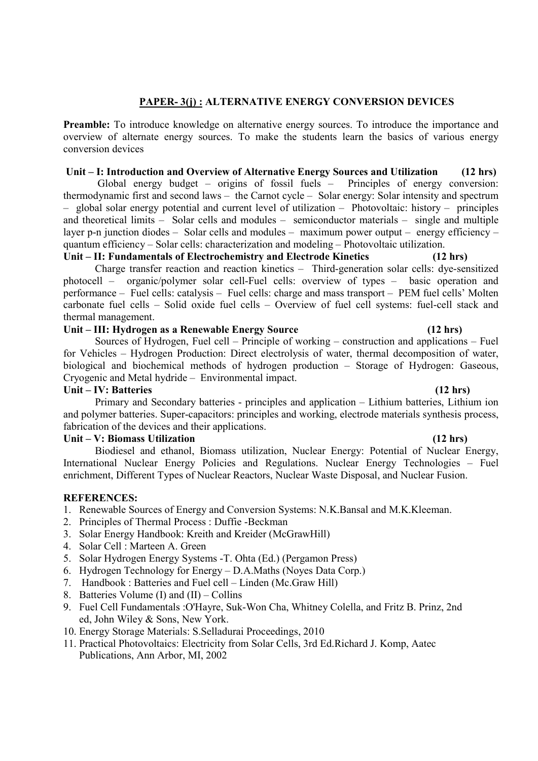## PAPER- 3(j) : ALTERNATIVE ENERGY CONVERSION DEVICES

**Preamble:** To introduce knowledge on alternative energy sources. To introduce the importance and overview of alternate energy sources. To make the students learn the basics of various energy conversion devices

### Unit – I: Introduction and Overview of Alternative Energy Sources and Utilization (12 hrs)

Global energy budget – origins of fossil fuels – Principles of energy conversion: thermodynamic first and second laws – the Carnot cycle – Solar energy: Solar intensity and spectrum – global solar energy potential and current level of utilization – Photovoltaic: history – principles and theoretical limits – Solar cells and modules – semiconductor materials – single and multiple layer p-n junction diodes – Solar cells and modules – maximum power output – energy efficiency – quantum efficiency – Solar cells: characterization and modeling – Photovoltaic utilization.

### Unit – II: Fundamentals of Electrochemistry and Electrode Kinetics (12 hrs)

Charge transfer reaction and reaction kinetics – Third-generation solar cells: dye-sensitized photocell – organic/polymer solar cell-Fuel cells: overview of types – basic operation and performance – Fuel cells: catalysis – Fuel cells: charge and mass transport – PEM fuel cells' Molten carbonate fuel cells – Solid oxide fuel cells – Overview of fuel cell systems: fuel-cell stack and thermal management.

### Unit – III: Hydrogen as a Renewable Energy Source (12 hrs)

Sources of Hydrogen, Fuel cell – Principle of working – construction and applications – Fuel for Vehicles – Hydrogen Production: Direct electrolysis of water, thermal decomposition of water, biological and biochemical methods of hydrogen production – Storage of Hydrogen: Gaseous, Cryogenic and Metal hydride – Environmental impact.

### Unit – IV: Batteries (12 hrs)

Primary and Secondary batteries - principles and application – Lithium batteries, Lithium ion and polymer batteries. Super-capacitors: principles and working, electrode materials synthesis process, fabrication of the devices and their applications.

### Unit – V: Biomass Utilization (12 hrs)

Biodiesel and ethanol, Biomass utilization, Nuclear Energy: Potential of Nuclear Energy, International Nuclear Energy Policies and Regulations. Nuclear Energy Technologies – Fuel enrichment, Different Types of Nuclear Reactors, Nuclear Waste Disposal, and Nuclear Fusion.

### REFERENCES:

1. Renewable Sources of Energy and Conversion Systems: N.K.Bansal and M.K.Kleeman.
2. Principles of Thermal Process : Duffie -Beckman
3. Solar Energy Handbook: Kreith and Kreider (McGrawHill)
4. Solar Cell : Marteen A. Green
5. Solar Hydrogen Energy Systems -T. Ohta (Ed.) (Pergamon Press)
6. Hydrogen Technology for Energy – D.A.Maths (Noyes Data Corp.)
7. Handbook : Batteries and Fuel cell – Linden (Mc.Graw Hill)
8. Batteries Volume (I) and (II) – Collins
9. Fuel Cell Fundamentals :O'Hayre, Suk-Won Cha, Whitney Colella, and Fritz B. Prinz, 2nd ed, John Wiley & Sons, New York.
10. Energy Storage Materials: S.Selladurai Proceedings, 2010
11. Practical Photovoltaics: Electricity from Solar Cells, 3rd Ed.Richard J. Komp, Aatec Publications, Ann Arbor, MI, 2002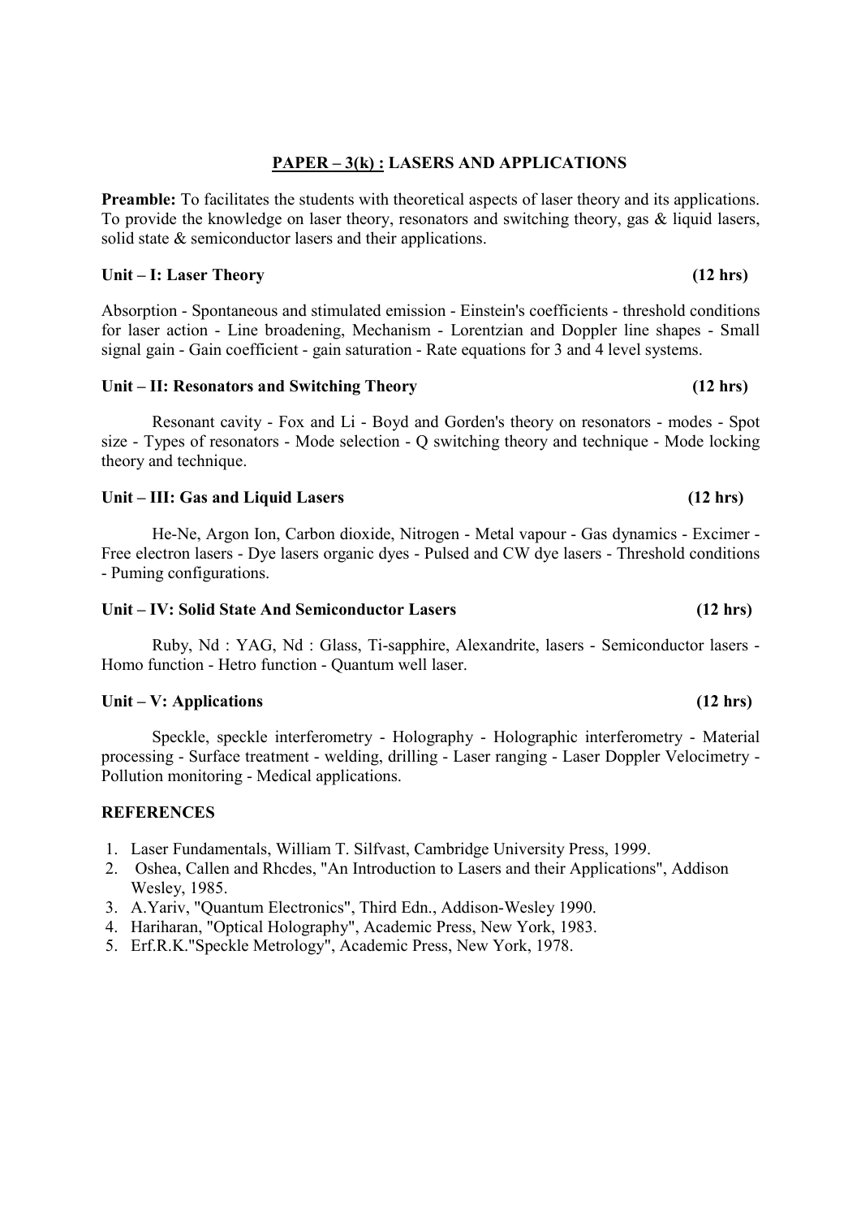## PAPER – 3(k) : LASERS AND APPLICATIONS

**Preamble:** To facilitates the students with theoretical aspects of laser theory and its applications. To provide the knowledge on laser theory, resonators and switching theory, gas & liquid lasers, solid state & semiconductor lasers and their applications.

### Unit – I: Laser Theory (12 hrs)

Absorption - Spontaneous and stimulated emission - Einstein's coefficients - threshold conditions for laser action - Line broadening, Mechanism - Lorentzian and Doppler line shapes - Small signal gain - Gain coefficient - gain saturation - Rate equations for 3 and 4 level systems.

### Unit – II: Resonators and Switching Theory (12 hrs)

Resonant cavity - Fox and Li - Boyd and Gorden's theory on resonators - modes - Spot size - Types of resonators - Mode selection - Q switching theory and technique - Mode locking theory and technique.

### Unit – III: Gas and Liquid Lasers (12 hrs)

He-Ne, Argon Ion, Carbon dioxide, Nitrogen - Metal vapour - Gas dynamics - Excimer - Free electron lasers - Dye lasers organic dyes - Pulsed and CW dye lasers - Threshold conditions - Puming configurations.

### Unit – IV: Solid State And Semiconductor Lasers (12 hrs)

Ruby, Nd : YAG, Nd : Glass, Ti-sapphire, Alexandrite, lasers - Semiconductor lasers - Homo function - Hetro function - Quantum well laser.

### Unit – V: Applications (12 hrs)

Speckle, speckle interferometry - Holography - Holographic interferometry - Material processing - Surface treatment - welding, drilling - Laser ranging - Laser Doppler Velocimetry - Pollution monitoring - Medical applications.

### REFERENCES

1. Laser Fundamentals, William T. Silfvast, Cambridge University Press, 1999.
2. Oshea, Callen and Rhcdes, "An Introduction to Lasers and their Applications", Addison Wesley, 1985.
3. A.Yariv, "Quantum Electronics", Third Edn., Addison-Wesley 1990.
4. Hariharan, "Optical Holography", Academic Press, New York, 1983.
5. Erf.R.K."Speckle Metrology", Academic Press, New York, 1978.